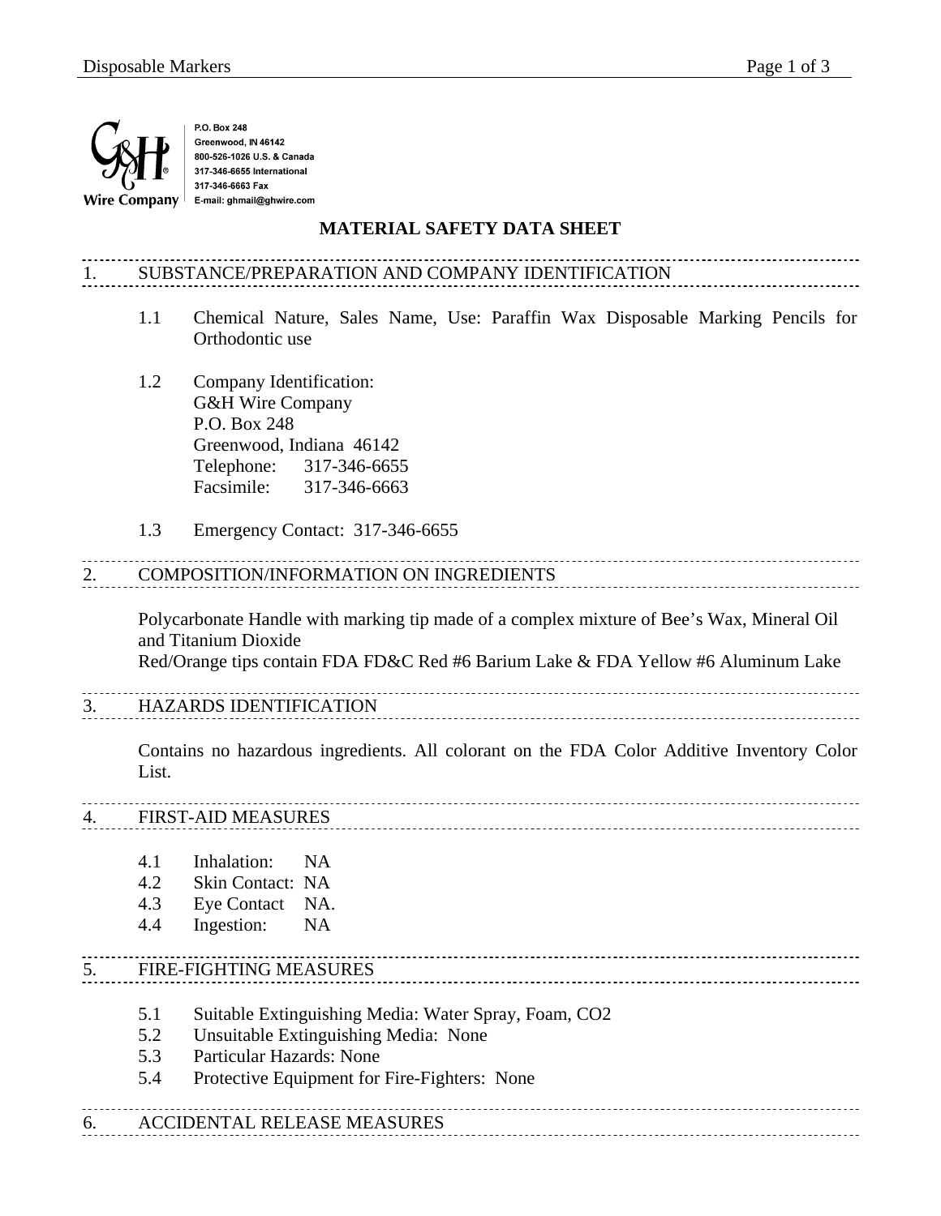G&H Wire Company

P.O. Box 248
Greenwood, IN 46142
800-526-1026 U.S. & Canada
317-346-6655 International
317-346-6663 Fax
E-mail: ghmail@ghwire.com

# MATERIAL SAFETY DATA SHEET

## 1. SUBSTANCE/PREPARATION AND COMPANY IDENTIFICATION

1.1 Chemical Nature, Sales Name, Use: Paraffin Wax Disposable Marking Pencils for Orthodontic use

1.2 Company Identification:
G&H Wire Company
P.O. Box 248
Greenwood, Indiana 46142
Telephone: 317-346-6655
Facsimile: 317-346-6663

1.3 Emergency Contact: 317-346-6655

## 2. COMPOSITION/INFORMATION ON INGREDIENTS

Polycarbonate Handle with marking tip made of a complex mixture of Bee's Wax, Mineral Oil and Titanium Dioxide
Red/Orange tips contain FDA FD&C Red #6 Barium Lake & FDA Yellow #6 Aluminum Lake

## 3. HAZARDS IDENTIFICATION

Contains no hazardous ingredients. All colorant on the FDA Color Additive Inventory Color List.

## 4. FIRST-AID MEASURES

4.1 Inhalation: NA
4.2 Skin Contact: NA
4.3 Eye Contact NA.
4.4 Ingestion: NA

## 5. FIRE-FIGHTING MEASURES

5.1 Suitable Extinguishing Media: Water Spray, Foam, $CO_2$
5.2 Unsuitable Extinguishing Media: None
5.3 Particular Hazards: None
5.4 Protective Equipment for Fire-Fighters: None

## 6. ACCIDENTAL RELEASE MEASURES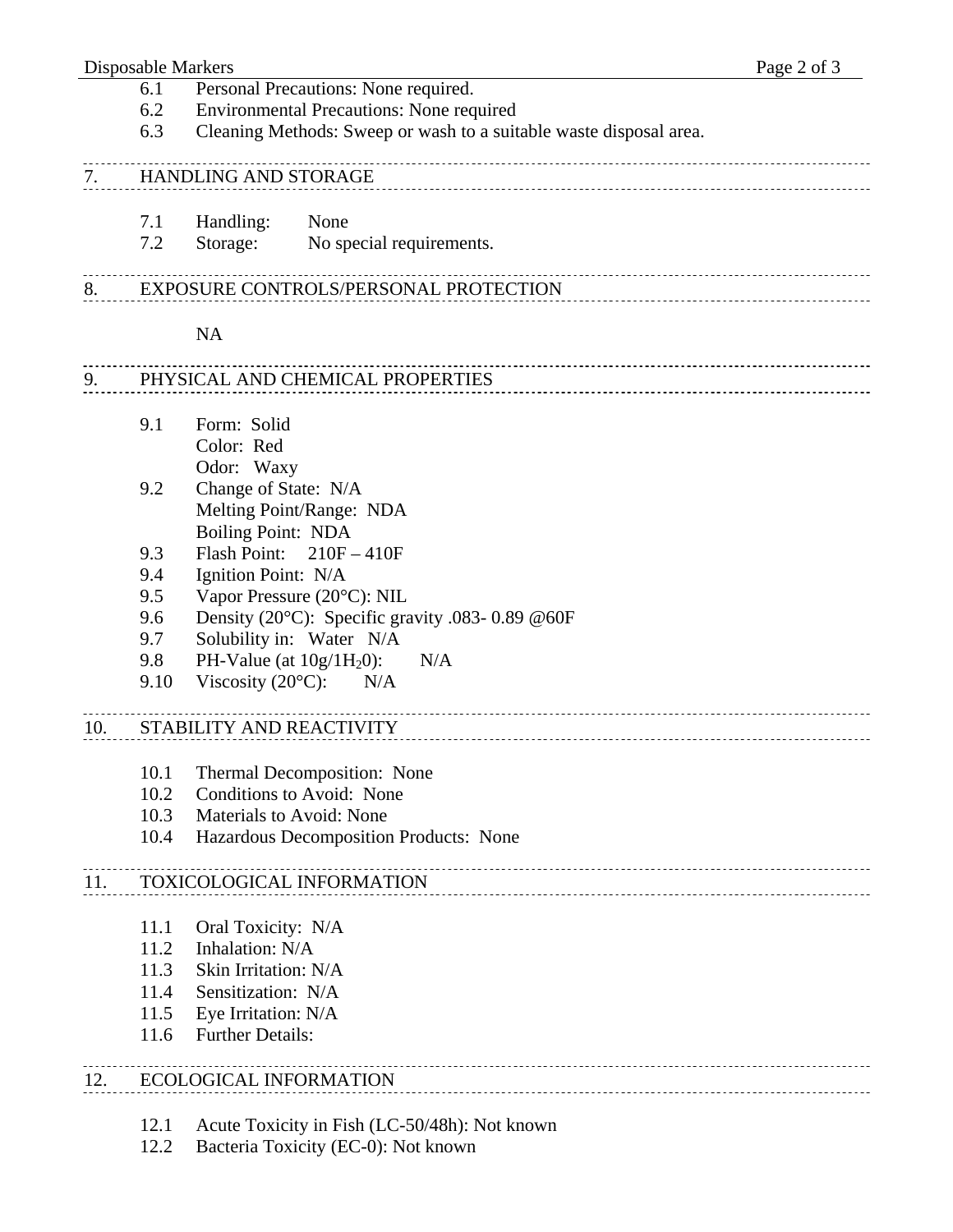6.1 Personal Precautions: None required.
6.2 Environmental Precautions: None required
6.3 Cleaning Methods: Sweep or wash to a suitable waste disposal area.

## 7. HANDLING AND STORAGE

7.1 Handling: None
7.2 Storage: No special requirements.

## 8. EXPOSURE CONTROLS/PERSONAL PROTECTION

NA

## 9. PHYSICAL AND CHEMICAL PROPERTIES

9.1 Form: Solid
Color: Red
Odor: Waxy
9.2 Change of State: N/A
Melting Point/Range: NDA
Boiling Point: NDA
9.3 Flash Point: 210F – 410F
9.4 Ignition Point: N/A
9.5 Vapor Pressure (20°C): NIL
9.6 Density (20°C): Specific gravity .083- 0.89 @60F
9.7 Solubility in: Water N/A
9.8 PH-Value (at $10g/1H_20$): N/A
9.10 Viscosity (20°C): N/A

## 10. STABILITY AND REACTIVITY

10.1 Thermal Decomposition: None
10.2 Conditions to Avoid: None
10.3 Materials to Avoid: None
10.4 Hazardous Decomposition Products: None

## 11. TOXICOLOGICAL INFORMATION

11.1 Oral Toxicity: N/A
11.2 Inhalation: N/A
11.3 Skin Irritation: N/A
11.4 Sensitization: N/A
11.5 Eye Irritation: N/A
11.6 Further Details:

## 12. ECOLOGICAL INFORMATION

12.1 Acute Toxicity in Fish (LC-50/48h): Not known
12.2 Bacteria Toxicity (EC-0): Not known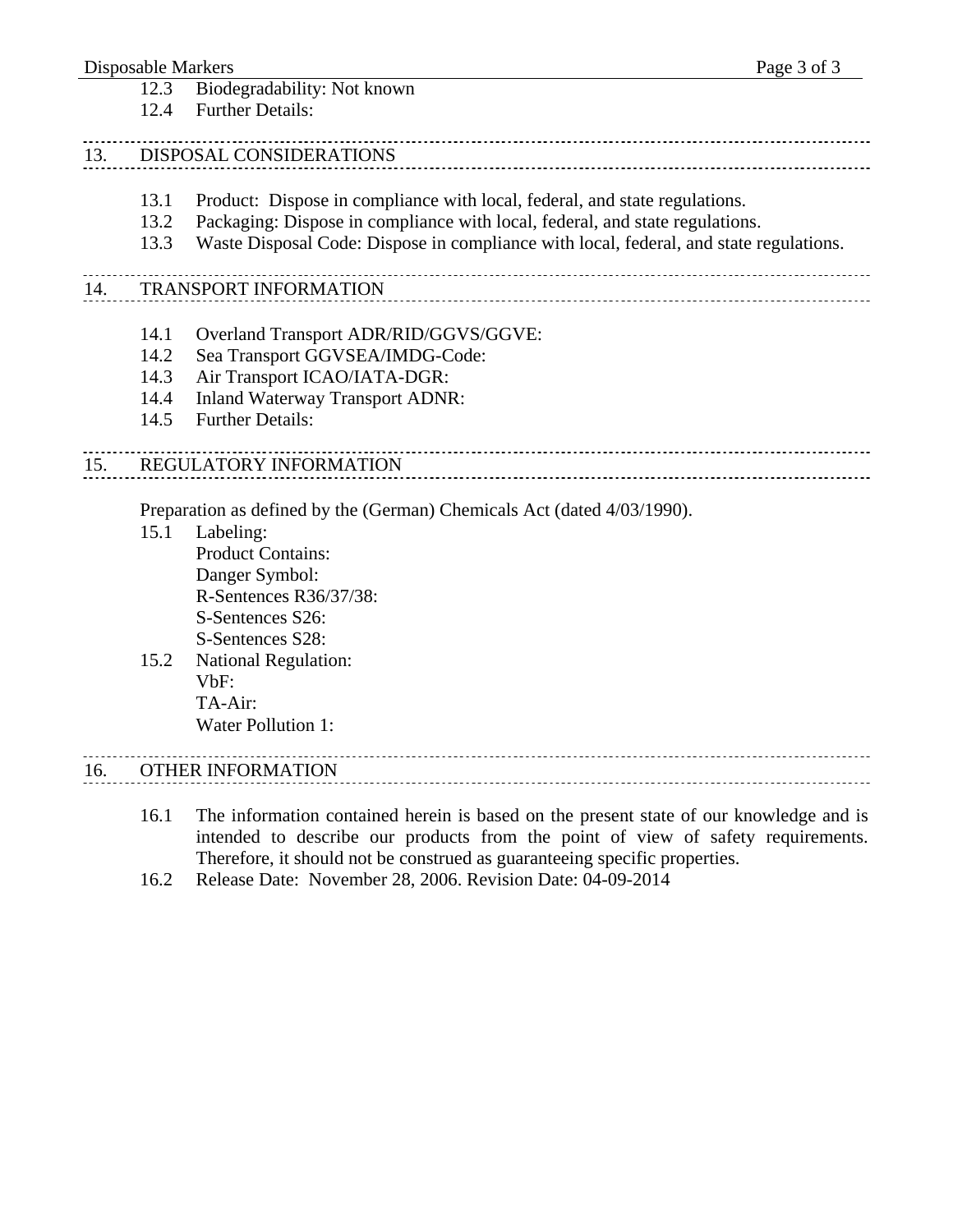12.3 Biodegradability: Not known

12.4 Further Details:

## 13. DISPOSAL CONSIDERATIONS

13.1 Product: Dispose in compliance with local, federal, and state regulations.

13.2 Packaging: Dispose in compliance with local, federal, and state regulations.

13.3 Waste Disposal Code: Dispose in compliance with local, federal, and state regulations.

## 14. TRANSPORT INFORMATION

14.1 Overland Transport ADR/RID/GGVS/GGVE:

14.2 Sea Transport GGVSEA/IMDG-Code:

14.3 Air Transport ICAO/IATA-DGR:

14.4 Inland Waterway Transport ADNR:

14.5 Further Details:

## 15. REGULATORY INFORMATION

Preparation as defined by the (German) Chemicals Act (dated 4/03/1990).

15.1 Labeling:
Product Contains:
Danger Symbol:
R-Sentences R36/37/38:
S-Sentences S26:
S-Sentences S28:

15.2 National Regulation:
VbF:
TA-Air:
Water Pollution 1:

## 16. OTHER INFORMATION

16.1 The information contained herein is based on the present state of our knowledge and is intended to describe our products from the point of view of safety requirements. Therefore, it should not be construed as guaranteeing specific properties.

16.2 Release Date: November 28, 2006. Revision Date: 04-09-2014